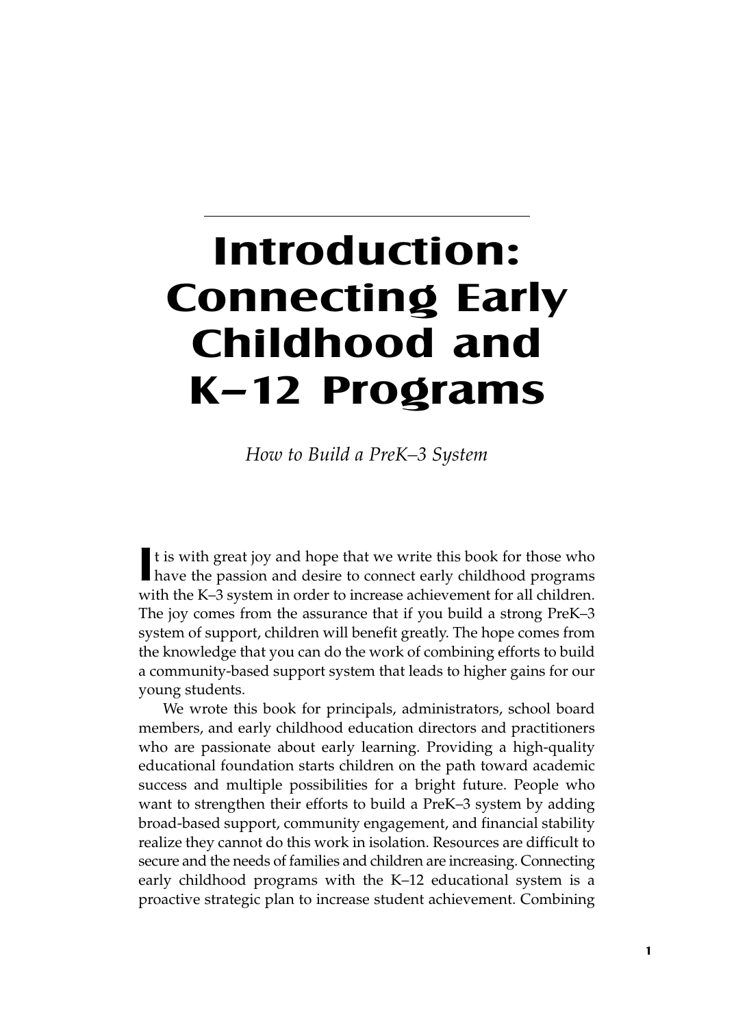# Introduction: Connecting Early Childhood and K–12 Programs

*How to Build a PreK–3 System*

It is with great joy and hope that we write this book for those who have the passion and desire to connect early childhood programs with the K–3 system in order to increase achievement for all children. The joy comes from the assurance that if you build a strong PreK–3 system of support, children will benefit greatly. The hope comes from the knowledge that you can do the work of combining efforts to build a community-based support system that leads to higher gains for our young students.

We wrote this book for principals, administrators, school board members, and early childhood education directors and practitioners who are passionate about early learning. Providing a high-quality educational foundation starts children on the path toward academic success and multiple possibilities for a bright future. People who want to strengthen their efforts to build a PreK–3 system by adding broad-based support, community engagement, and financial stability realize they cannot do this work in isolation. Resources are difficult to secure and the needs of families and children are increasing. Connecting early childhood programs with the K–12 educational system is a proactive strategic plan to increase student achievement. Combining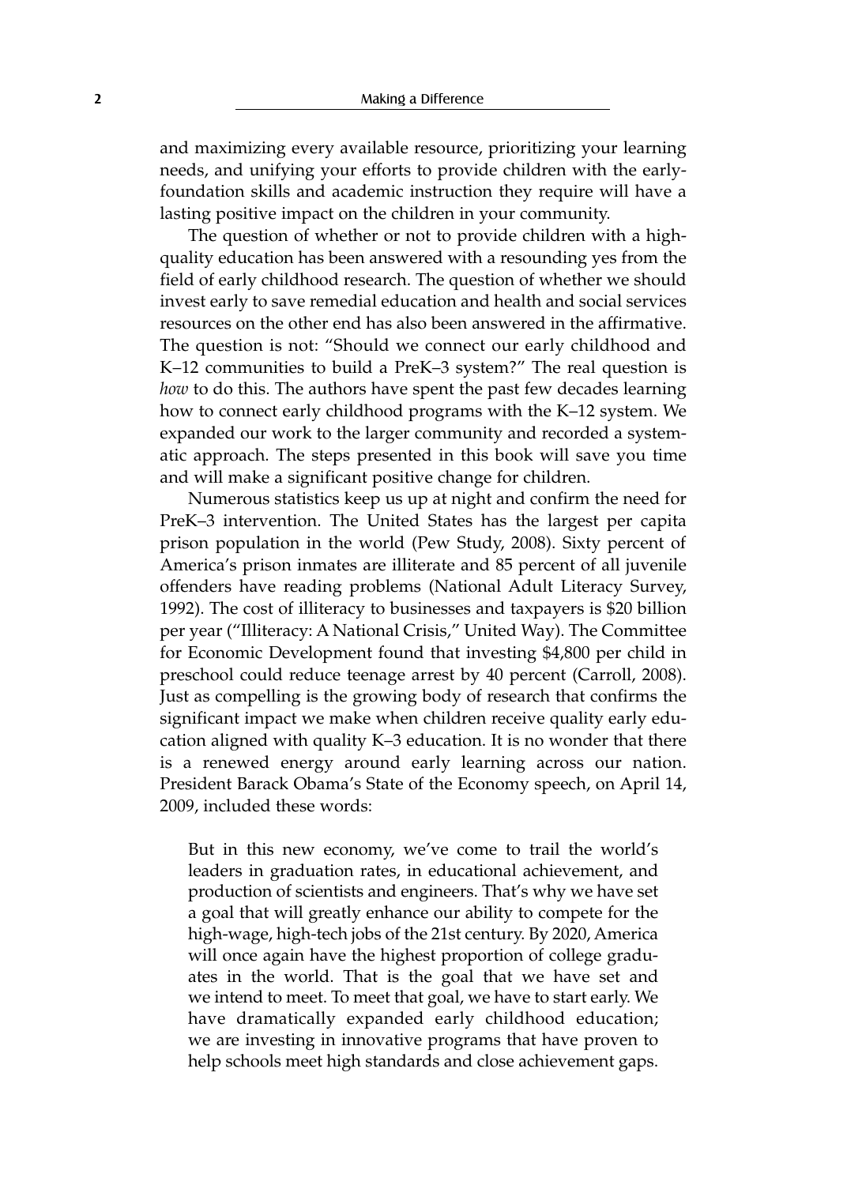and maximizing every available resource, prioritizing your learning needs, and unifying your efforts to provide children with the early-foundation skills and academic instruction they require will have a lasting positive impact on the children in your community.

The question of whether or not to provide children with a high-quality education has been answered with a resounding yes from the field of early childhood research. The question of whether we should invest early to save remedial education and health and social services resources on the other end has also been answered in the affirmative. The question is not: "Should we connect our early childhood and K–12 communities to build a PreK–3 system?" The real question is *how* to do this. The authors have spent the past few decades learning how to connect early childhood programs with the K–12 system. We expanded our work to the larger community and recorded a systematic approach. The steps presented in this book will save you time and will make a significant positive change for children.

Numerous statistics keep us up at night and confirm the need for PreK–3 intervention. The United States has the largest per capita prison population in the world (Pew Study, 2008). Sixty percent of America's prison inmates are illiterate and 85 percent of all juvenile offenders have reading problems (National Adult Literacy Survey, 1992). The cost of illiteracy to businesses and taxpayers is $20 billion per year ("Illiteracy: A National Crisis," United Way). The Committee for Economic Development found that investing $4,800 per child in preschool could reduce teenage arrest by 40 percent (Carroll, 2008). Just as compelling is the growing body of research that confirms the significant impact we make when children receive quality early education aligned with quality K–3 education. It is no wonder that there is a renewed energy around early learning across our nation. President Barack Obama's State of the Economy speech, on April 14, 2009, included these words:

> But in this new economy, we've come to trail the world's leaders in graduation rates, in educational achievement, and production of scientists and engineers. That's why we have set a goal that will greatly enhance our ability to compete for the high-wage, high-tech jobs of the 21st century. By 2020, America will once again have the highest proportion of college graduates in the world. That is the goal that we have set and we intend to meet. To meet that goal, we have to start early. We have dramatically expanded early childhood education; we are investing in innovative programs that have proven to help schools meet high standards and close achievement gaps.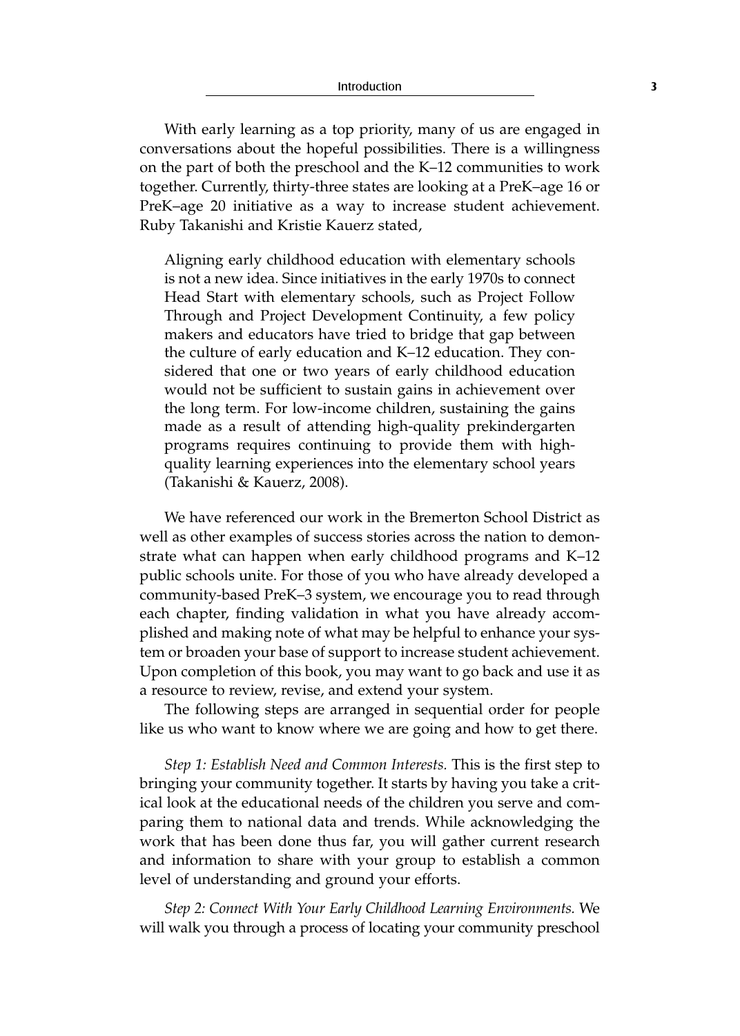With early learning as a top priority, many of us are engaged in conversations about the hopeful possibilities. There is a willingness on the part of both the preschool and the K–12 communities to work together. Currently, thirty-three states are looking at a PreK–age 16 or PreK–age 20 initiative as a way to increase student achievement. Ruby Takanishi and Kristie Kauerz stated,

> Aligning early childhood education with elementary schools is not a new idea. Since initiatives in the early 1970s to connect Head Start with elementary schools, such as Project Follow Through and Project Development Continuity, a few policy makers and educators have tried to bridge that gap between the culture of early education and K–12 education. They considered that one or two years of early childhood education would not be sufficient to sustain gains in achievement over the long term. For low-income children, sustaining the gains made as a result of attending high-quality prekindergarten programs requires continuing to provide them with high-quality learning experiences into the elementary school years (Takanishi & Kauerz, 2008).

We have referenced our work in the Bremerton School District as well as other examples of success stories across the nation to demonstrate what can happen when early childhood programs and K–12 public schools unite. For those of you who have already developed a community-based PreK–3 system, we encourage you to read through each chapter, finding validation in what you have already accomplished and making note of what may be helpful to enhance your system or broaden your base of support to increase student achievement. Upon completion of this book, you may want to go back and use it as a resource to review, revise, and extend your system.

The following steps are arranged in sequential order for people like us who want to know where we are going and how to get there.

*Step 1: Establish Need and Common Interests.* This is the first step to bringing your community together. It starts by having you take a critical look at the educational needs of the children you serve and comparing them to national data and trends. While acknowledging the work that has been done thus far, you will gather current research and information to share with your group to establish a common level of understanding and ground your efforts.

*Step 2: Connect With Your Early Childhood Learning Environments.* We will walk you through a process of locating your community preschool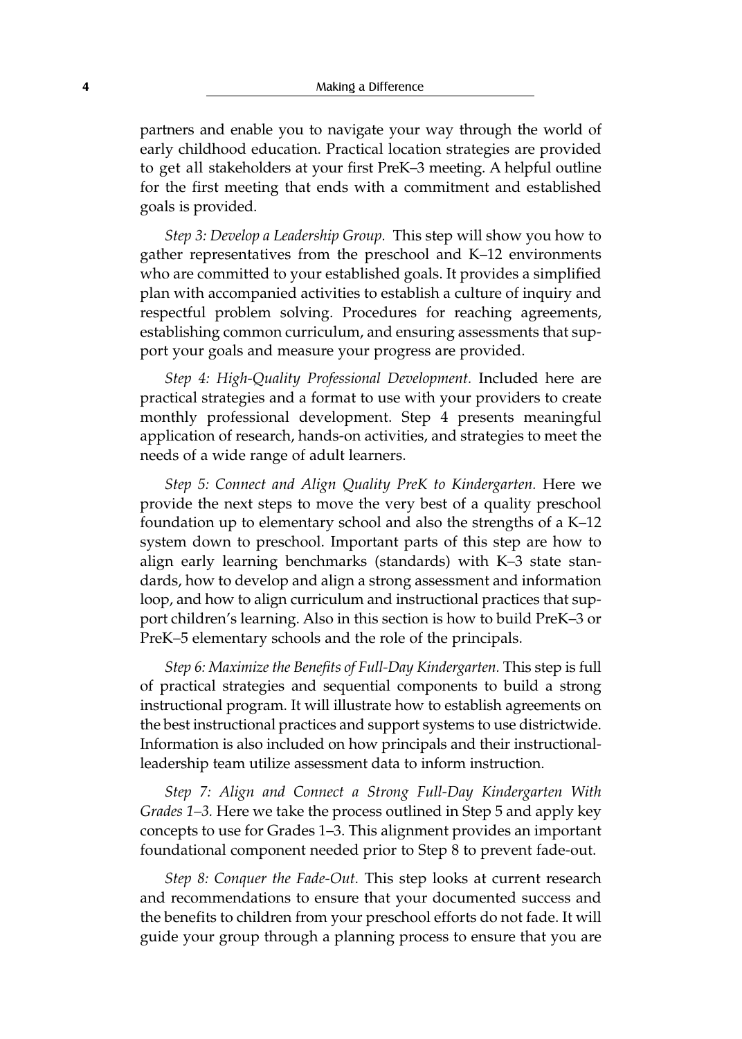partners and enable you to navigate your way through the world of early childhood education. Practical location strategies are provided to get all stakeholders at your first PreK–3 meeting. A helpful outline for the first meeting that ends with a commitment and established goals is provided.

*Step 3: Develop a Leadership Group.* This step will show you how to gather representatives from the preschool and K–12 environments who are committed to your established goals. It provides a simplified plan with accompanied activities to establish a culture of inquiry and respectful problem solving. Procedures for reaching agreements, establishing common curriculum, and ensuring assessments that support your goals and measure your progress are provided.

*Step 4: High-Quality Professional Development.* Included here are practical strategies and a format to use with your providers to create monthly professional development. Step 4 presents meaningful application of research, hands-on activities, and strategies to meet the needs of a wide range of adult learners.

*Step 5: Connect and Align Quality PreK to Kindergarten.* Here we provide the next steps to move the very best of a quality preschool foundation up to elementary school and also the strengths of a K–12 system down to preschool. Important parts of this step are how to align early learning benchmarks (standards) with K–3 state standards, how to develop and align a strong assessment and information loop, and how to align curriculum and instructional practices that support children's learning. Also in this section is how to build PreK–3 or PreK–5 elementary schools and the role of the principals.

*Step 6: Maximize the Benefits of Full-Day Kindergarten.* This step is full of practical strategies and sequential components to build a strong instructional program. It will illustrate how to establish agreements on the best instructional practices and support systems to use districtwide. Information is also included on how principals and their instructional-leadership team utilize assessment data to inform instruction.

*Step 7: Align and Connect a Strong Full-Day Kindergarten With Grades 1–3.* Here we take the process outlined in Step 5 and apply key concepts to use for Grades 1–3. This alignment provides an important foundational component needed prior to Step 8 to prevent fade-out.

*Step 8: Conquer the Fade-Out.* This step looks at current research and recommendations to ensure that your documented success and the benefits to children from your preschool efforts do not fade. It will guide your group through a planning process to ensure that you are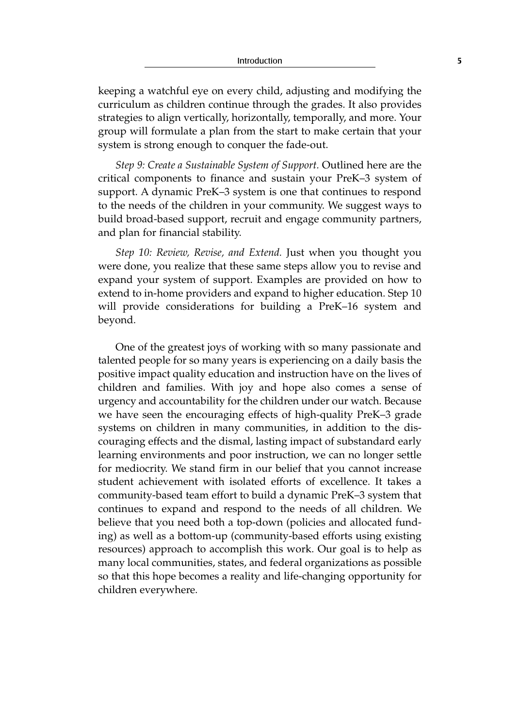keeping a watchful eye on every child, adjusting and modifying the curriculum as children continue through the grades. It also provides strategies to align vertically, horizontally, temporally, and more. Your group will formulate a plan from the start to make certain that your system is strong enough to conquer the fade-out.

*Step 9: Create a Sustainable System of Support.* Outlined here are the critical components to finance and sustain your PreK–3 system of support. A dynamic PreK–3 system is one that continues to respond to the needs of the children in your community. We suggest ways to build broad-based support, recruit and engage community partners, and plan for financial stability.

*Step 10: Review, Revise, and Extend.* Just when you thought you were done, you realize that these same steps allow you to revise and expand your system of support. Examples are provided on how to extend to in-home providers and expand to higher education. Step 10 will provide considerations for building a PreK–16 system and beyond.

One of the greatest joys of working with so many passionate and talented people for so many years is experiencing on a daily basis the positive impact quality education and instruction have on the lives of children and families. With joy and hope also comes a sense of urgency and accountability for the children under our watch. Because we have seen the encouraging effects of high-quality PreK–3 grade systems on children in many communities, in addition to the discouraging effects and the dismal, lasting impact of substandard early learning environments and poor instruction, we can no longer settle for mediocrity. We stand firm in our belief that you cannot increase student achievement with isolated efforts of excellence. It takes a community-based team effort to build a dynamic PreK–3 system that continues to expand and respond to the needs of all children. We believe that you need both a top-down (policies and allocated funding) as well as a bottom-up (community-based efforts using existing resources) approach to accomplish this work. Our goal is to help as many local communities, states, and federal organizations as possible so that this hope becomes a reality and life-changing opportunity for children everywhere.